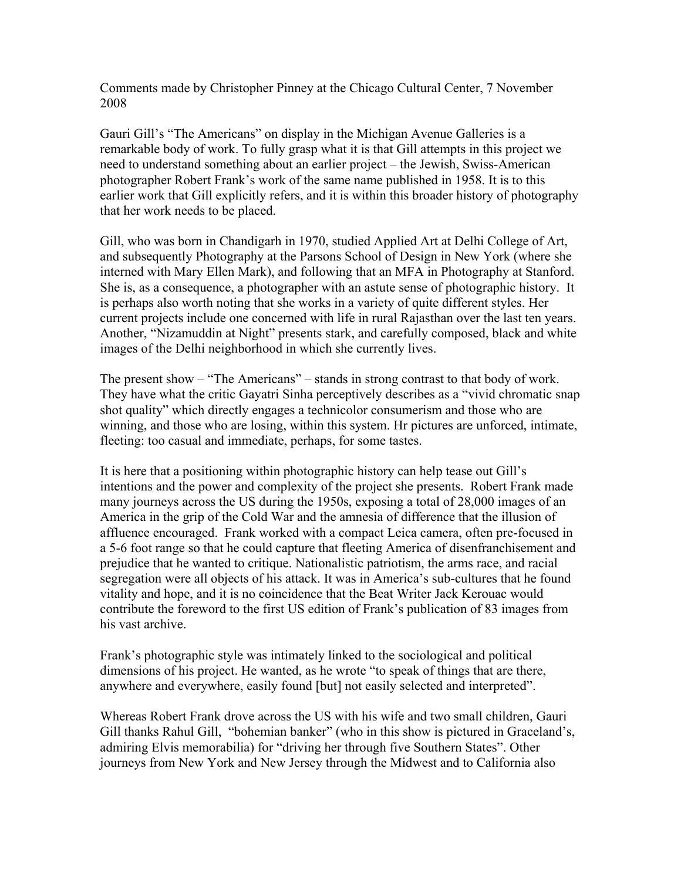Comments made by Christopher Pinney at the Chicago Cultural Center, 7 November 2008

Gauri Gill's "The Americans" on display in the Michigan Avenue Galleries is a remarkable body of work. To fully grasp what it is that Gill attempts in this project we need to understand something about an earlier project – the Jewish, Swiss-American photographer Robert Frank's work of the same name published in 1958. It is to this earlier work that Gill explicitly refers, and it is within this broader history of photography that her work needs to be placed.

Gill, who was born in Chandigarh in 1970, studied Applied Art at Delhi College of Art, and subsequently Photography at the Parsons School of Design in New York (where she interned with Mary Ellen Mark), and following that an MFA in Photography at Stanford. She is, as a consequence, a photographer with an astute sense of photographic history. It is perhaps also worth noting that she works in a variety of quite different styles. Her current projects include one concerned with life in rural Rajasthan over the last ten years. Another, "Nizamuddin at Night" presents stark, and carefully composed, black and white images of the Delhi neighborhood in which she currently lives.

The present show – "The Americans" – stands in strong contrast to that body of work. They have what the critic Gayatri Sinha perceptively describes as a "vivid chromatic snap shot quality" which directly engages a technicolor consumerism and those who are winning, and those who are losing, within this system. Hr pictures are unforced, intimate, fleeting: too casual and immediate, perhaps, for some tastes.

It is here that a positioning within photographic history can help tease out Gill's intentions and the power and complexity of the project she presents. Robert Frank made many journeys across the US during the 1950s, exposing a total of 28,000 images of an America in the grip of the Cold War and the amnesia of difference that the illusion of affluence encouraged. Frank worked with a compact Leica camera, often pre-focused in a 5-6 foot range so that he could capture that fleeting America of disenfranchisement and prejudice that he wanted to critique. Nationalistic patriotism, the arms race, and racial segregation were all objects of his attack. It was in America's sub-cultures that he found vitality and hope, and it is no coincidence that the Beat Writer Jack Kerouac would contribute the foreword to the first US edition of Frank's publication of 83 images from his vast archive.

Frank's photographic style was intimately linked to the sociological and political dimensions of his project. He wanted, as he wrote "to speak of things that are there, anywhere and everywhere, easily found [but] not easily selected and interpreted".

Whereas Robert Frank drove across the US with his wife and two small children, Gauri Gill thanks Rahul Gill, "bohemian banker" (who in this show is pictured in Graceland's, admiring Elvis memorabilia) for "driving her through five Southern States". Other journeys from New York and New Jersey through the Midwest and to California also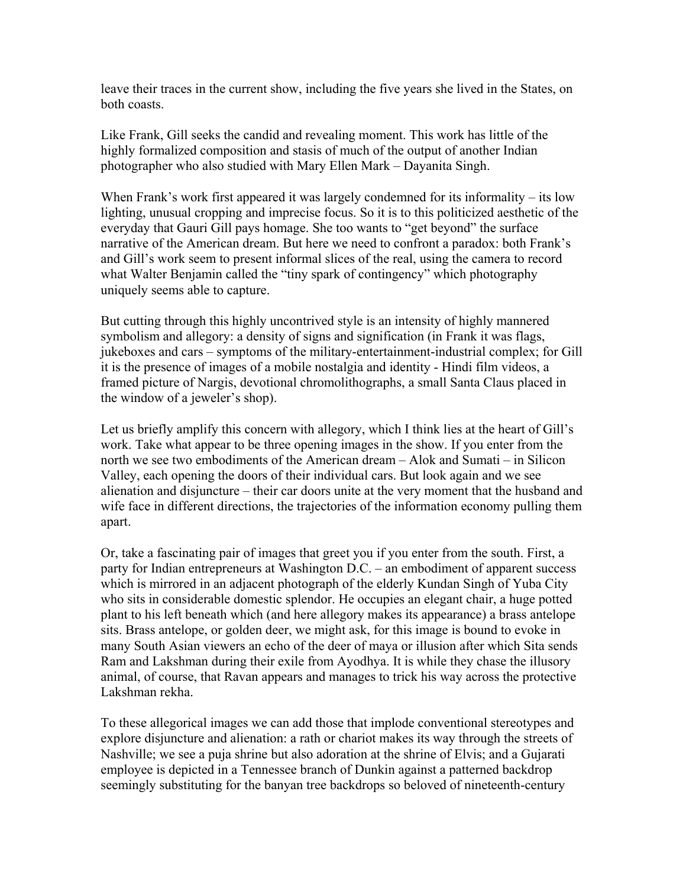leave their traces in the current show, including the five years she lived in the States, on both coasts.

Like Frank, Gill seeks the candid and revealing moment. This work has little of the highly formalized composition and stasis of much of the output of another Indian photographer who also studied with Mary Ellen Mark – Dayanita Singh.

When Frank's work first appeared it was largely condemned for its informality – its low lighting, unusual cropping and imprecise focus. So it is to this politicized aesthetic of the everyday that Gauri Gill pays homage. She too wants to "get beyond" the surface narrative of the American dream. But here we need to confront a paradox: both Frank's and Gill's work seem to present informal slices of the real, using the camera to record what Walter Benjamin called the "tiny spark of contingency" which photography uniquely seems able to capture.

But cutting through this highly uncontrived style is an intensity of highly mannered symbolism and allegory: a density of signs and signification (in Frank it was flags, jukeboxes and cars – symptoms of the military-entertainment-industrial complex; for Gill it is the presence of images of a mobile nostalgia and identity - Hindi film videos, a framed picture of Nargis, devotional chromolithographs, a small Santa Claus placed in the window of a jeweler's shop).

Let us briefly amplify this concern with allegory, which I think lies at the heart of Gill's work. Take what appear to be three opening images in the show. If you enter from the north we see two embodiments of the American dream – Alok and Sumati – in Silicon Valley, each opening the doors of their individual cars. But look again and we see alienation and disjuncture – their car doors unite at the very moment that the husband and wife face in different directions, the trajectories of the information economy pulling them apart.

Or, take a fascinating pair of images that greet you if you enter from the south. First, a party for Indian entrepreneurs at Washington D.C. – an embodiment of apparent success which is mirrored in an adjacent photograph of the elderly Kundan Singh of Yuba City who sits in considerable domestic splendor. He occupies an elegant chair, a huge potted plant to his left beneath which (and here allegory makes its appearance) a brass antelope sits. Brass antelope, or golden deer, we might ask, for this image is bound to evoke in many South Asian viewers an echo of the deer of maya or illusion after which Sita sends Ram and Lakshman during their exile from Ayodhya. It is while they chase the illusory animal, of course, that Ravan appears and manages to trick his way across the protective Lakshman rekha.

To these allegorical images we can add those that implode conventional stereotypes and explore disjuncture and alienation: a rath or chariot makes its way through the streets of Nashville; we see a puja shrine but also adoration at the shrine of Elvis; and a Gujarati employee is depicted in a Tennessee branch of Dunkin against a patterned backdrop seemingly substituting for the banyan tree backdrops so beloved of nineteenth-century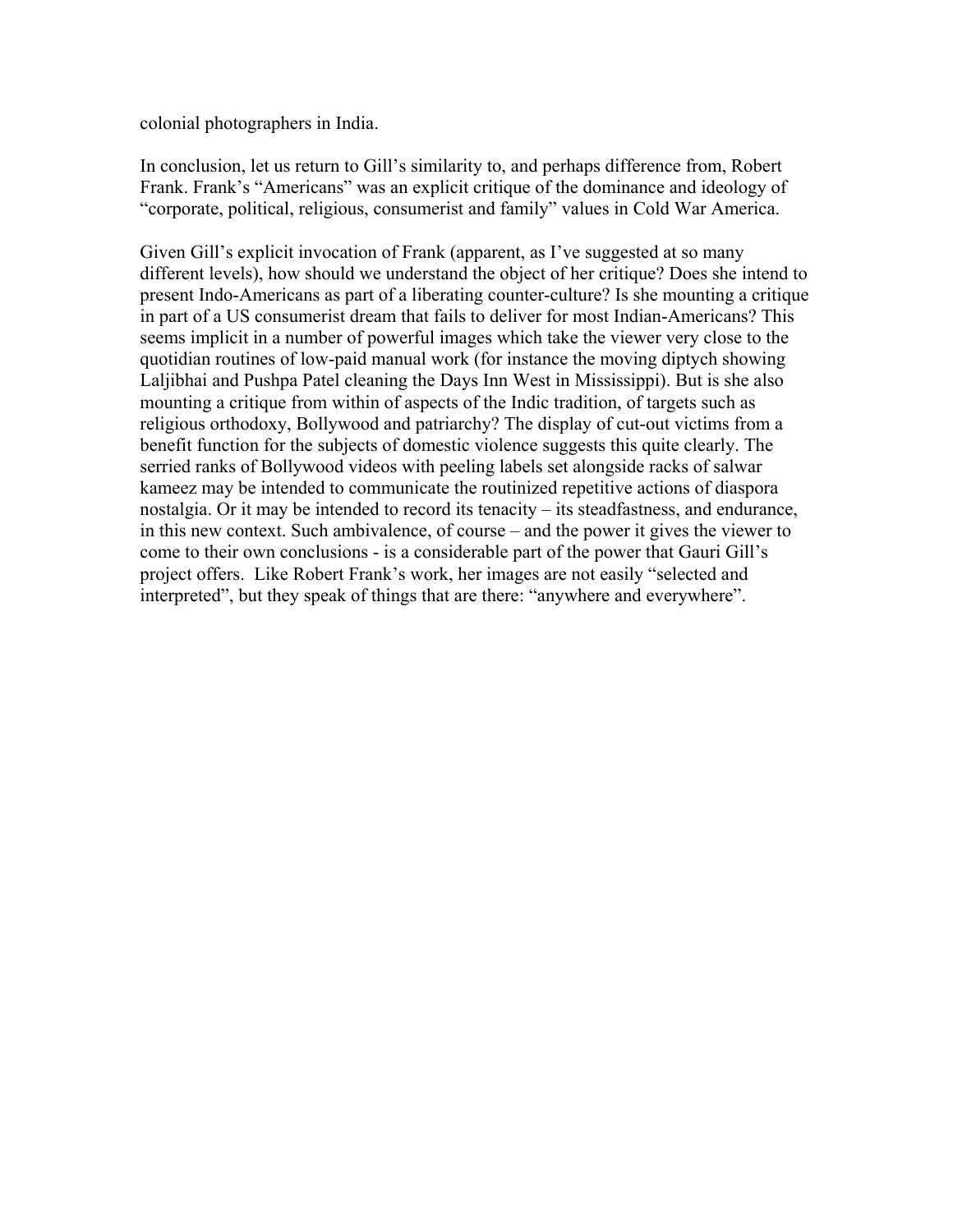colonial photographers in India.

In conclusion, let us return to Gill's similarity to, and perhaps difference from, Robert Frank. Frank's "Americans" was an explicit critique of the dominance and ideology of "corporate, political, religious, consumerist and family" values in Cold War America.

Given Gill's explicit invocation of Frank (apparent, as I've suggested at so many different levels), how should we understand the object of her critique? Does she intend to present Indo-Americans as part of a liberating counter-culture? Is she mounting a critique in part of a US consumerist dream that fails to deliver for most Indian-Americans? This seems implicit in a number of powerful images which take the viewer very close to the quotidian routines of low-paid manual work (for instance the moving diptych showing Laljibhai and Pushpa Patel cleaning the Days Inn West in Mississippi). But is she also mounting a critique from within of aspects of the Indic tradition, of targets such as religious orthodoxy, Bollywood and patriarchy? The display of cut-out victims from a benefit function for the subjects of domestic violence suggests this quite clearly. The serried ranks of Bollywood videos with peeling labels set alongside racks of salwar kameez may be intended to communicate the routinized repetitive actions of diaspora nostalgia. Or it may be intended to record its tenacity – its steadfastness, and endurance, in this new context. Such ambivalence, of course – and the power it gives the viewer to come to their own conclusions - is a considerable part of the power that Gauri Gill's project offers. Like Robert Frank's work, her images are not easily "selected and interpreted", but they speak of things that are there: "anywhere and everywhere".